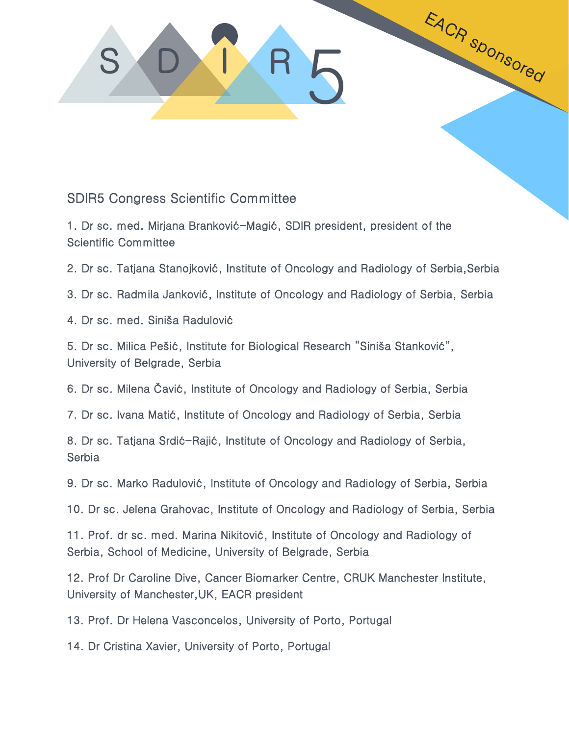SDIR5

EACR sponsored

## SDIR5 Congress Scientific Committee

1. Dr sc. med. Mirjana Branković-Magić, SDIR president, president of the Scientific Committee

2. Dr sc. Tatjana Stanojković, Institute of Oncology and Radiology of Serbia,Serbia

3. Dr sc. Radmila Janković, Institute of Oncology and Radiology of Serbia, Serbia

4. Dr sc. med. Siniša Radulović

5. Dr sc. Milica Pešić, Institute for Biological Research “Siniša Stanković”, University of Belgrade, Serbia

6. Dr sc. Milena Čavić, Institute of Oncology and Radiology of Serbia, Serbia

7. Dr sc. Ivana Matić, Institute of Oncology and Radiology of Serbia, Serbia

8. Dr sc. Tatjana Srdić-Rajić, Institute of Oncology and Radiology of Serbia, Serbia

9. Dr sc. Marko Radulović, Institute of Oncology and Radiology of Serbia, Serbia

10. Dr sc. Jelena Grahovac, Institute of Oncology and Radiology of Serbia, Serbia

11. Prof. dr sc. med. Marina Nikitović, Institute of Oncology and Radiology of Serbia, School of Medicine, University of Belgrade, Serbia

12. Prof Dr Caroline Dive, Cancer Biomarker Centre, CRUK Manchester Institute, University of Manchester,UK, EACR president

13. Prof. Dr Helena Vasconcelos, University of Porto, Portugal

14. Dr Cristina Xavier, University of Porto, Portugal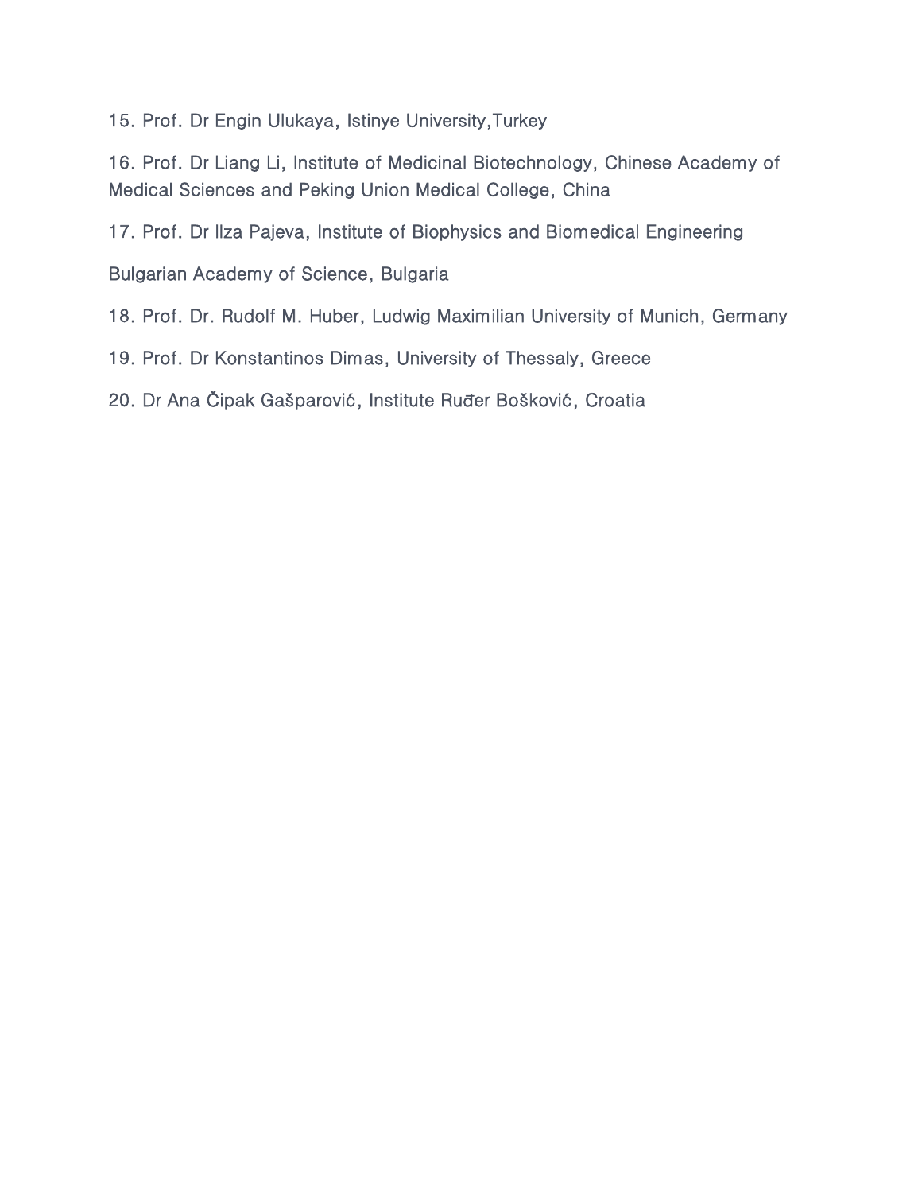15. Prof. Dr Engin Ulukaya, Istinye University,Turkey

16. Prof. Dr Liang Li, Institute of Medicinal Biotechnology, Chinese Academy of Medical Sciences and Peking Union Medical College, China

17. Prof. Dr Ilza Pajeva, Institute of Biophysics and Biomedical Engineering

Bulgarian Academy of Science, Bulgaria

18. Prof. Dr. Rudolf M. Huber, Ludwig Maximilian University of Munich, Germany

19. Prof. Dr Konstantinos Dimas, University of Thessaly, Greece

20. Dr Ana Čipak Gašparović, Institute Ruđer Bošković, Croatia